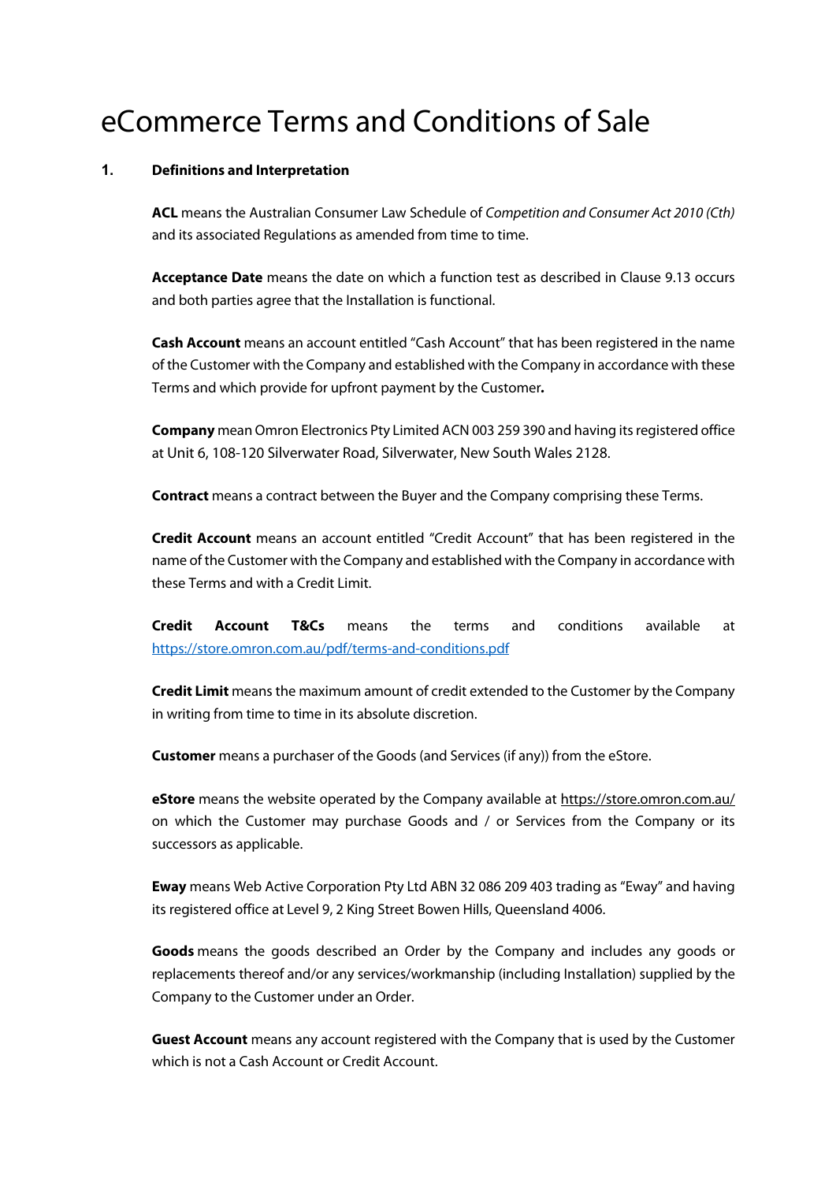# eCommerce Terms and Conditions of Sale

## 1. Definitions and Interpretation

**ACL** means the Australian Consumer Law Schedule of *Competition and Consumer Act 2010 (Cth)* and its associated Regulations as amended from time to time.

**Acceptance Date** means the date on which a function test as described in Clause 9.13 occurs and both parties agree that the Installation is functional.

**Cash Account** means an account entitled "Cash Account" that has been registered in the name of the Customer with the Company and established with the Company in accordance with these Terms and which provide for upfront payment by the Customer**.**

**Company** mean Omron Electronics Pty Limited ACN 003 259 390 and having its registered office at Unit 6, 108-120 Silverwater Road, Silverwater, New South Wales 2128.

**Contract** means a contract between the Buyer and the Company comprising these Terms.

**Credit Account** means an account entitled "Credit Account" that has been registered in the name of the Customer with the Company and established with the Company in accordance with these Terms and with a Credit Limit.

**Credit Account T&Cs** means the terms and conditions available at https://store.omron.com.au/pdf/terms-and-conditions.pdf

**Credit Limit** means the maximum amount of credit extended to the Customer by the Company in writing from time to time in its absolute discretion.

**Customer** means a purchaser of the Goods (and Services (if any)) from the eStore.

**eStore** means the website operated by the Company available at https://store.omron.com.au/ on which the Customer may purchase Goods and / or Services from the Company or its successors as applicable.

**Eway** means Web Active Corporation Pty Ltd ABN 32 086 209 403 trading as "Eway" and having its registered office at Level 9, 2 King Street Bowen Hills, Queensland 4006.

**Goods** means the goods described an Order by the Company and includes any goods or replacements thereof and/or any services/workmanship (including Installation) supplied by the Company to the Customer under an Order.

**Guest Account** means any account registered with the Company that is used by the Customer which is not a Cash Account or Credit Account.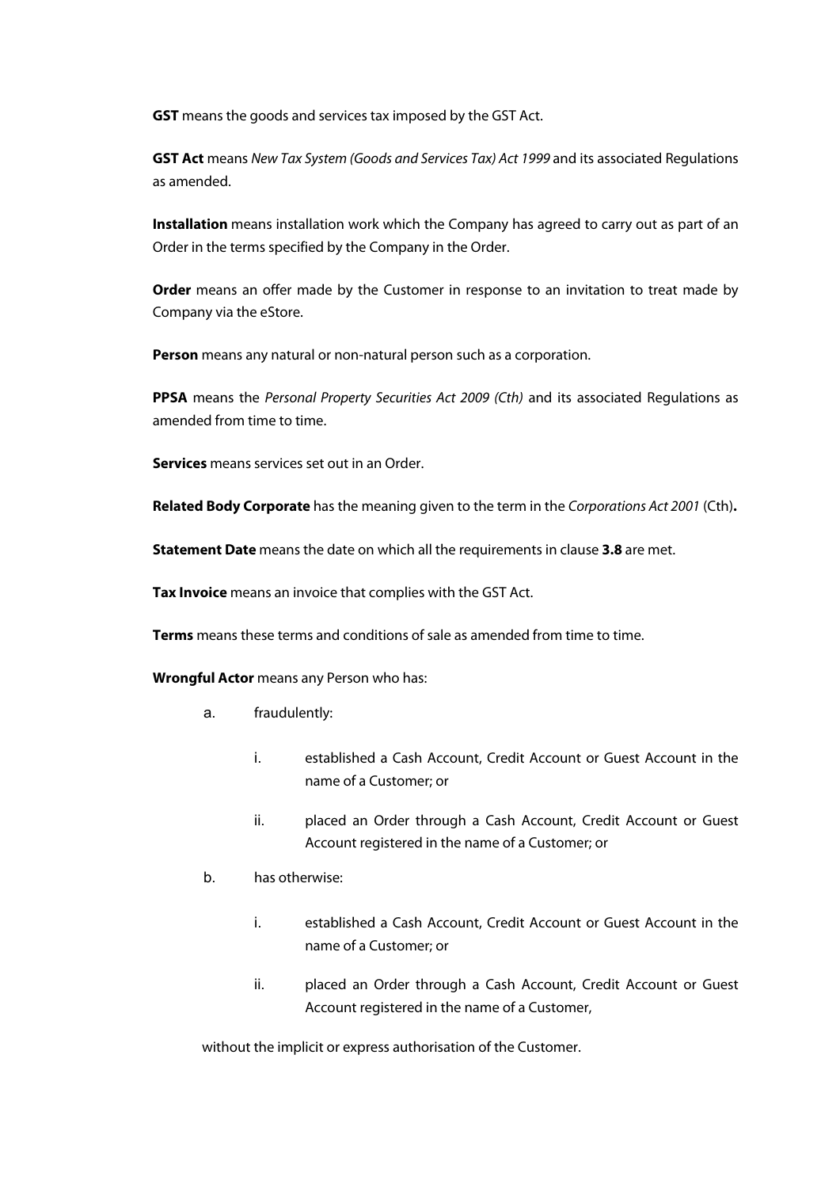**GST** means the goods and services tax imposed by the GST Act.

**GST Act** means *New Tax System (Goods and Services Tax) Act 1999* and its associated Regulations as amended.

**Installation** means installation work which the Company has agreed to carry out as part of an Order in the terms specified by the Company in the Order.

**Order** means an offer made by the Customer in response to an invitation to treat made by Company via the eStore.

**Person** means any natural or non-natural person such as a corporation.

**PPSA** means the *Personal Property Securities Act 2009 (Cth)* and its associated Regulations as amended from time to time.

**Services** means services set out in an Order.

**Related Body Corporate** has the meaning given to the term in the *Corporations Act 2001* (Cth)**.**

**Statement Date** means the date on which all the requirements in clause **3.8** are met.

**Tax Invoice** means an invoice that complies with the GST Act.

**Terms** means these terms and conditions of sale as amended from time to time.

**Wrongful Actor** means any Person who has:

a. fraudulently:

   i. established a Cash Account, Credit Account or Guest Account in the name of a Customer; or

   ii. placed an Order through a Cash Account, Credit Account or Guest Account registered in the name of a Customer; or

b. has otherwise:

   i. established a Cash Account, Credit Account or Guest Account in the name of a Customer; or

   ii. placed an Order through a Cash Account, Credit Account or Guest Account registered in the name of a Customer,

without the implicit or express authorisation of the Customer.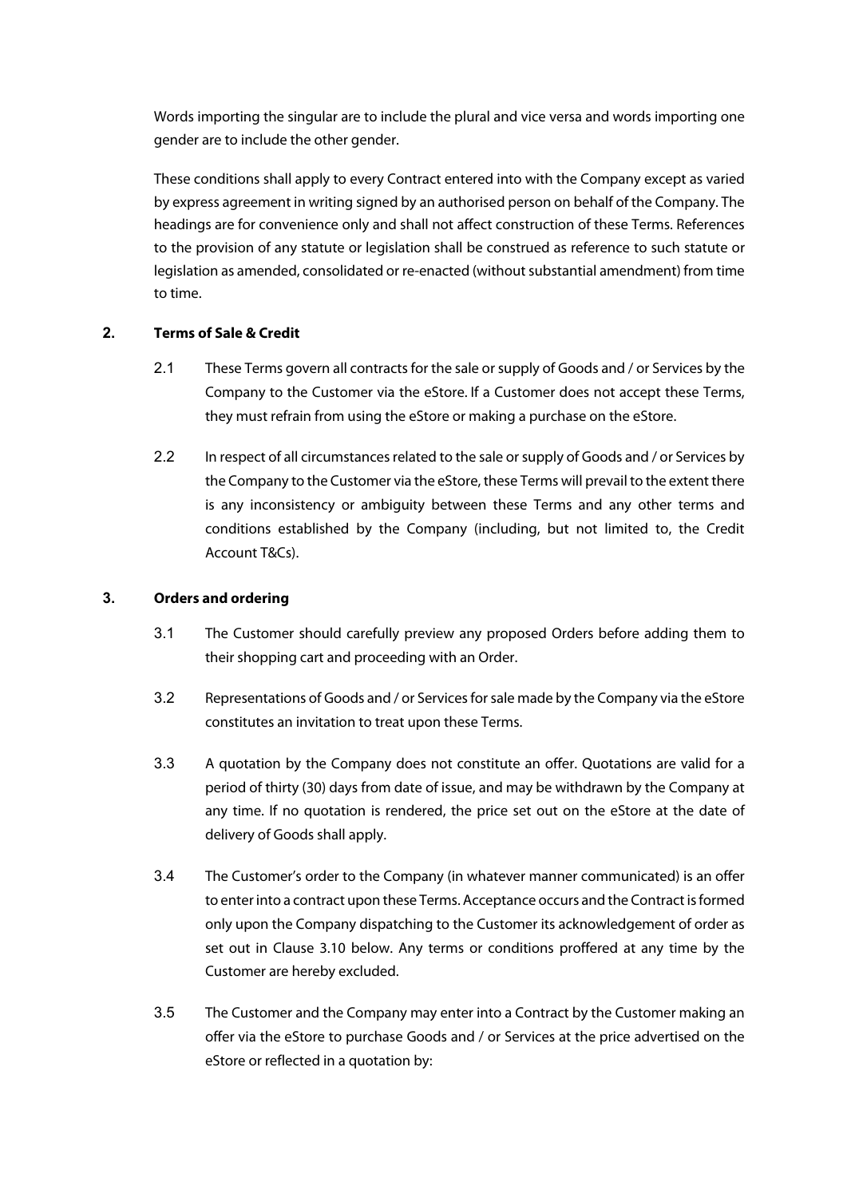Words importing the singular are to include the plural and vice versa and words importing one gender are to include the other gender.

These conditions shall apply to every Contract entered into with the Company except as varied by express agreement in writing signed by an authorised person on behalf of the Company. The headings are for convenience only and shall not affect construction of these Terms. References to the provision of any statute or legislation shall be construed as reference to such statute or legislation as amended, consolidated or re-enacted (without substantial amendment) from time to time.

## 2. Terms of Sale & Credit

2.1 These Terms govern all contracts for the sale or supply of Goods and / or Services by the Company to the Customer via the eStore. If a Customer does not accept these Terms, they must refrain from using the eStore or making a purchase on the eStore.

2.2 In respect of all circumstances related to the sale or supply of Goods and / or Services by the Company to the Customer via the eStore, these Terms will prevail to the extent there is any inconsistency or ambiguity between these Terms and any other terms and conditions established by the Company (including, but not limited to, the Credit Account T&Cs).

## 3. Orders and ordering

3.1 The Customer should carefully preview any proposed Orders before adding them to their shopping cart and proceeding with an Order.

3.2 Representations of Goods and / or Services for sale made by the Company via the eStore constitutes an invitation to treat upon these Terms.

3.3 A quotation by the Company does not constitute an offer. Quotations are valid for a period of thirty (30) days from date of issue, and may be withdrawn by the Company at any time. If no quotation is rendered, the price set out on the eStore at the date of delivery of Goods shall apply.

3.4 The Customer's order to the Company (in whatever manner communicated) is an offer to enter into a contract upon these Terms. Acceptance occurs and the Contract is formed only upon the Company dispatching to the Customer its acknowledgement of order as set out in Clause 3.10 below. Any terms or conditions proffered at any time by the Customer are hereby excluded.

3.5 The Customer and the Company may enter into a Contract by the Customer making an offer via the eStore to purchase Goods and / or Services at the price advertised on the eStore or reflected in a quotation by: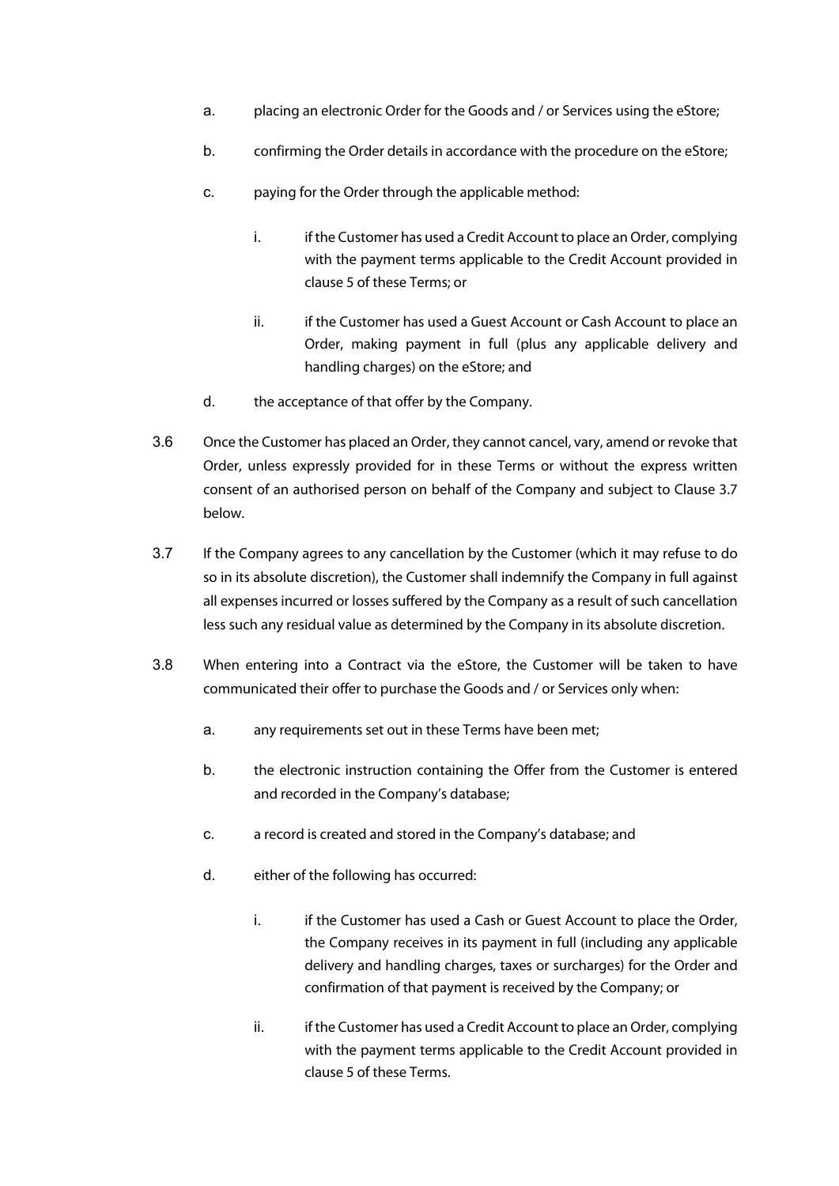a. placing an electronic Order for the Goods and / or Services using the eStore;

b. confirming the Order details in accordance with the procedure on the eStore;

c. paying for the Order through the applicable method:

    i. if the Customer has used a Credit Account to place an Order, complying with the payment terms applicable to the Credit Account provided in clause 5 of these Terms; or

    ii. if the Customer has used a Guest Account or Cash Account to place an Order, making payment in full (plus any applicable delivery and handling charges) on the eStore; and

d. the acceptance of that offer by the Company.

3.6 Once the Customer has placed an Order, they cannot cancel, vary, amend or revoke that Order, unless expressly provided for in these Terms or without the express written consent of an authorised person on behalf of the Company and subject to Clause 3.7 below.

3.7 If the Company agrees to any cancellation by the Customer (which it may refuse to do so in its absolute discretion), the Customer shall indemnify the Company in full against all expenses incurred or losses suffered by the Company as a result of such cancellation less such any residual value as determined by the Company in its absolute discretion.

3.8 When entering into a Contract via the eStore, the Customer will be taken to have communicated their offer to purchase the Goods and / or Services only when:

a. any requirements set out in these Terms have been met;

b. the electronic instruction containing the Offer from the Customer is entered and recorded in the Company's database;

c. a record is created and stored in the Company's database; and

d. either of the following has occurred:

    i. if the Customer has used a Cash or Guest Account to place the Order, the Company receives in its payment in full (including any applicable delivery and handling charges, taxes or surcharges) for the Order and confirmation of that payment is received by the Company; or

    ii. if the Customer has used a Credit Account to place an Order, complying with the payment terms applicable to the Credit Account provided in clause 5 of these Terms.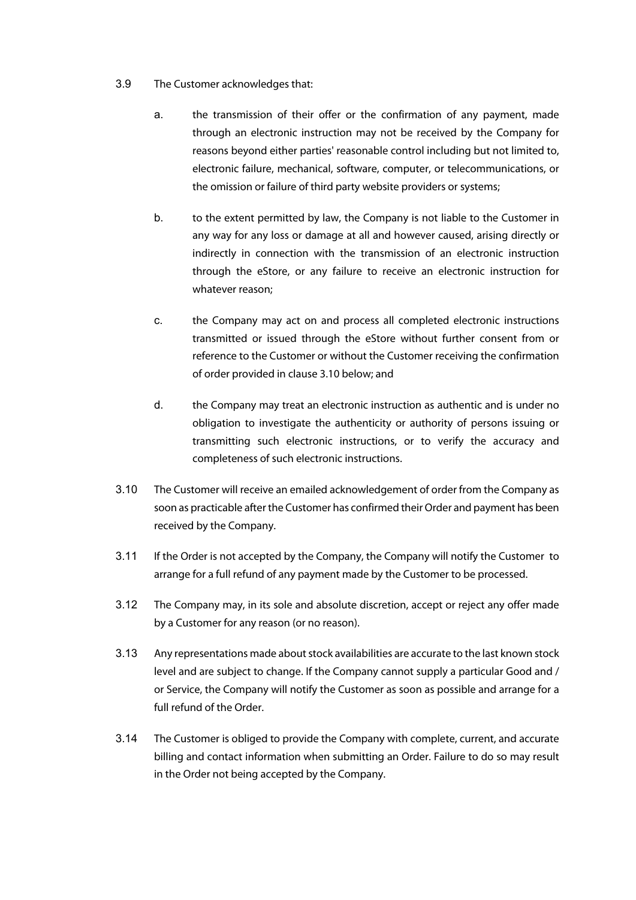3.9 The Customer acknowledges that:

a. the transmission of their offer or the confirmation of any payment, made through an electronic instruction may not be received by the Company for reasons beyond either parties' reasonable control including but not limited to, electronic failure, mechanical, software, computer, or telecommunications, or the omission or failure of third party website providers or systems;

b. to the extent permitted by law, the Company is not liable to the Customer in any way for any loss or damage at all and however caused, arising directly or indirectly in connection with the transmission of an electronic instruction through the eStore, or any failure to receive an electronic instruction for whatever reason;

c. the Company may act on and process all completed electronic instructions transmitted or issued through the eStore without further consent from or reference to the Customer or without the Customer receiving the confirmation of order provided in clause 3.10 below; and

d. the Company may treat an electronic instruction as authentic and is under no obligation to investigate the authenticity or authority of persons issuing or transmitting such electronic instructions, or to verify the accuracy and completeness of such electronic instructions.

3.10 The Customer will receive an emailed acknowledgement of order from the Company as soon as practicable after the Customer has confirmed their Order and payment has been received by the Company.

3.11 If the Order is not accepted by the Company, the Company will notify the Customer to arrange for a full refund of any payment made by the Customer to be processed.

3.12 The Company may, in its sole and absolute discretion, accept or reject any offer made by a Customer for any reason (or no reason).

3.13 Any representations made about stock availabilities are accurate to the last known stock level and are subject to change. If the Company cannot supply a particular Good and / or Service, the Company will notify the Customer as soon as possible and arrange for a full refund of the Order.

3.14 The Customer is obliged to provide the Company with complete, current, and accurate billing and contact information when submitting an Order. Failure to do so may result in the Order not being accepted by the Company.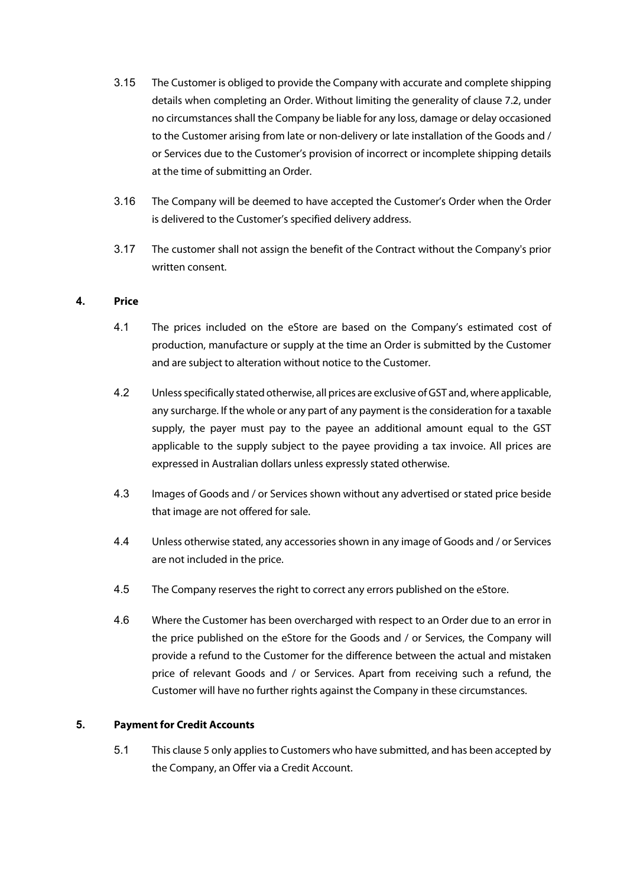3.15 The Customer is obliged to provide the Company with accurate and complete shipping details when completing an Order. Without limiting the generality of clause 7.2, under no circumstances shall the Company be liable for any loss, damage or delay occasioned to the Customer arising from late or non-delivery or late installation of the Goods and / or Services due to the Customer's provision of incorrect or incomplete shipping details at the time of submitting an Order.

3.16 The Company will be deemed to have accepted the Customer's Order when the Order is delivered to the Customer's specified delivery address.

3.17 The customer shall not assign the benefit of the Contract without the Company's prior written consent.

## 4. Price

4.1 The prices included on the eStore are based on the Company's estimated cost of production, manufacture or supply at the time an Order is submitted by the Customer and are subject to alteration without notice to the Customer.

4.2 Unless specifically stated otherwise, all prices are exclusive of GST and, where applicable, any surcharge. If the whole or any part of any payment is the consideration for a taxable supply, the payer must pay to the payee an additional amount equal to the GST applicable to the supply subject to the payee providing a tax invoice. All prices are expressed in Australian dollars unless expressly stated otherwise.

4.3 Images of Goods and / or Services shown without any advertised or stated price beside that image are not offered for sale.

4.4 Unless otherwise stated, any accessories shown in any image of Goods and / or Services are not included in the price.

4.5 The Company reserves the right to correct any errors published on the eStore.

4.6 Where the Customer has been overcharged with respect to an Order due to an error in the price published on the eStore for the Goods and / or Services, the Company will provide a refund to the Customer for the difference between the actual and mistaken price of relevant Goods and / or Services. Apart from receiving such a refund, the Customer will have no further rights against the Company in these circumstances.

## 5. Payment for Credit Accounts

5.1 This clause 5 only applies to Customers who have submitted, and has been accepted by the Company, an Offer via a Credit Account.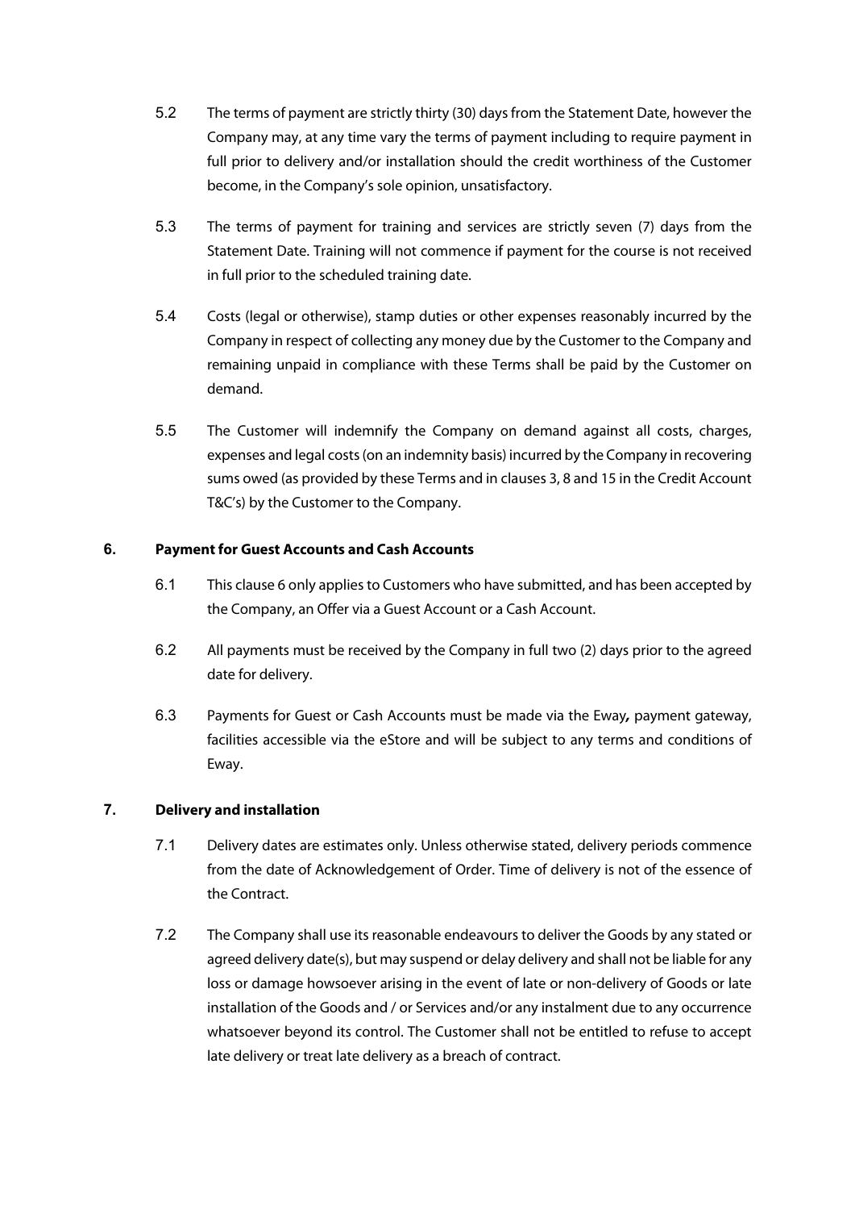5.2 The terms of payment are strictly thirty (30) days from the Statement Date, however the Company may, at any time vary the terms of payment including to require payment in full prior to delivery and/or installation should the credit worthiness of the Customer become, in the Company's sole opinion, unsatisfactory.

5.3 The terms of payment for training and services are strictly seven (7) days from the Statement Date. Training will not commence if payment for the course is not received in full prior to the scheduled training date.

5.4 Costs (legal or otherwise), stamp duties or other expenses reasonably incurred by the Company in respect of collecting any money due by the Customer to the Company and remaining unpaid in compliance with these Terms shall be paid by the Customer on demand.

5.5 The Customer will indemnify the Company on demand against all costs, charges, expenses and legal costs (on an indemnity basis) incurred by the Company in recovering sums owed (as provided by these Terms and in clauses 3, 8 and 15 in the Credit Account T&C's) by the Customer to the Company.

## 6. Payment for Guest Accounts and Cash Accounts

6.1 This clause 6 only applies to Customers who have submitted, and has been accepted by the Company, an Offer via a Guest Account or a Cash Account.

6.2 All payments must be received by the Company in full two (2) days prior to the agreed date for delivery.

6.3 Payments for Guest or Cash Accounts must be made via the Eway***,*** payment gateway, facilities accessible via the eStore and will be subject to any terms and conditions of Eway.

## 7. Delivery and installation

7.1 Delivery dates are estimates only. Unless otherwise stated, delivery periods commence from the date of Acknowledgement of Order. Time of delivery is not of the essence of the Contract.

7.2 The Company shall use its reasonable endeavours to deliver the Goods by any stated or agreed delivery date(s), but may suspend or delay delivery and shall not be liable for any loss or damage howsoever arising in the event of late or non-delivery of Goods or late installation of the Goods and / or Services and/or any instalment due to any occurrence whatsoever beyond its control. The Customer shall not be entitled to refuse to accept late delivery or treat late delivery as a breach of contract.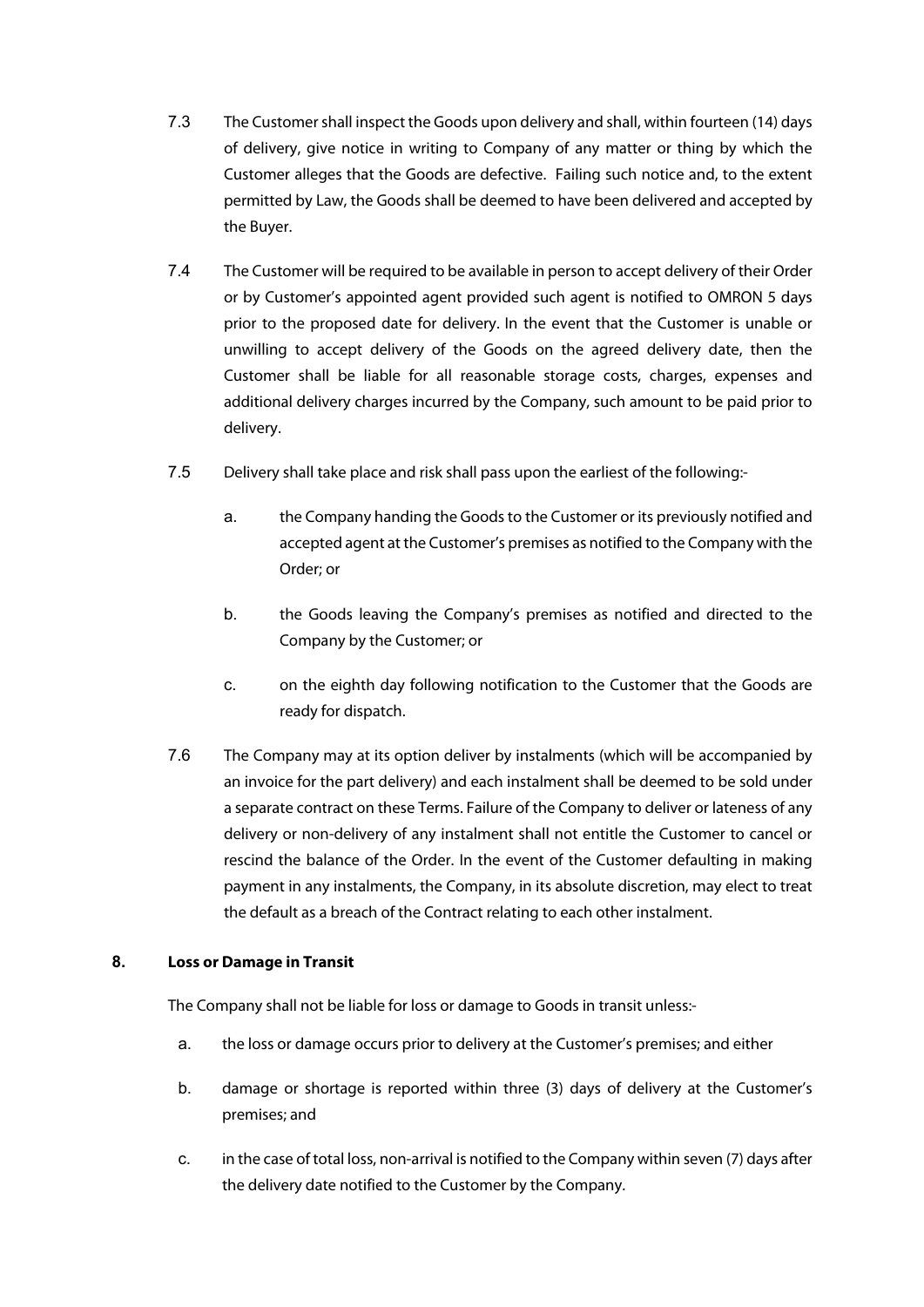7.3 The Customer shall inspect the Goods upon delivery and shall, within fourteen (14) days of delivery, give notice in writing to Company of any matter or thing by which the Customer alleges that the Goods are defective. Failing such notice and, to the extent permitted by Law, the Goods shall be deemed to have been delivered and accepted by the Buyer.

7.4 The Customer will be required to be available in person to accept delivery of their Order or by Customer's appointed agent provided such agent is notified to OMRON 5 days prior to the proposed date for delivery. In the event that the Customer is unable or unwilling to accept delivery of the Goods on the agreed delivery date, then the Customer shall be liable for all reasonable storage costs, charges, expenses and additional delivery charges incurred by the Company, such amount to be paid prior to delivery.

7.5 Delivery shall take place and risk shall pass upon the earliest of the following:-

a. the Company handing the Goods to the Customer or its previously notified and accepted agent at the Customer's premises as notified to the Company with the Order; or

b. the Goods leaving the Company's premises as notified and directed to the Company by the Customer; or

c. on the eighth day following notification to the Customer that the Goods are ready for dispatch.

7.6 The Company may at its option deliver by instalments (which will be accompanied by an invoice for the part delivery) and each instalment shall be deemed to be sold under a separate contract on these Terms. Failure of the Company to deliver or lateness of any delivery or non-delivery of any instalment shall not entitle the Customer to cancel or rescind the balance of the Order. In the event of the Customer defaulting in making payment in any instalments, the Company, in its absolute discretion, may elect to treat the default as a breach of the Contract relating to each other instalment.

## 8. Loss or Damage in Transit

The Company shall not be liable for loss or damage to Goods in transit unless:-

a. the loss or damage occurs prior to delivery at the Customer's premises; and either

b. damage or shortage is reported within three (3) days of delivery at the Customer's premises; and

c. in the case of total loss, non-arrival is notified to the Company within seven (7) days after the delivery date notified to the Customer by the Company.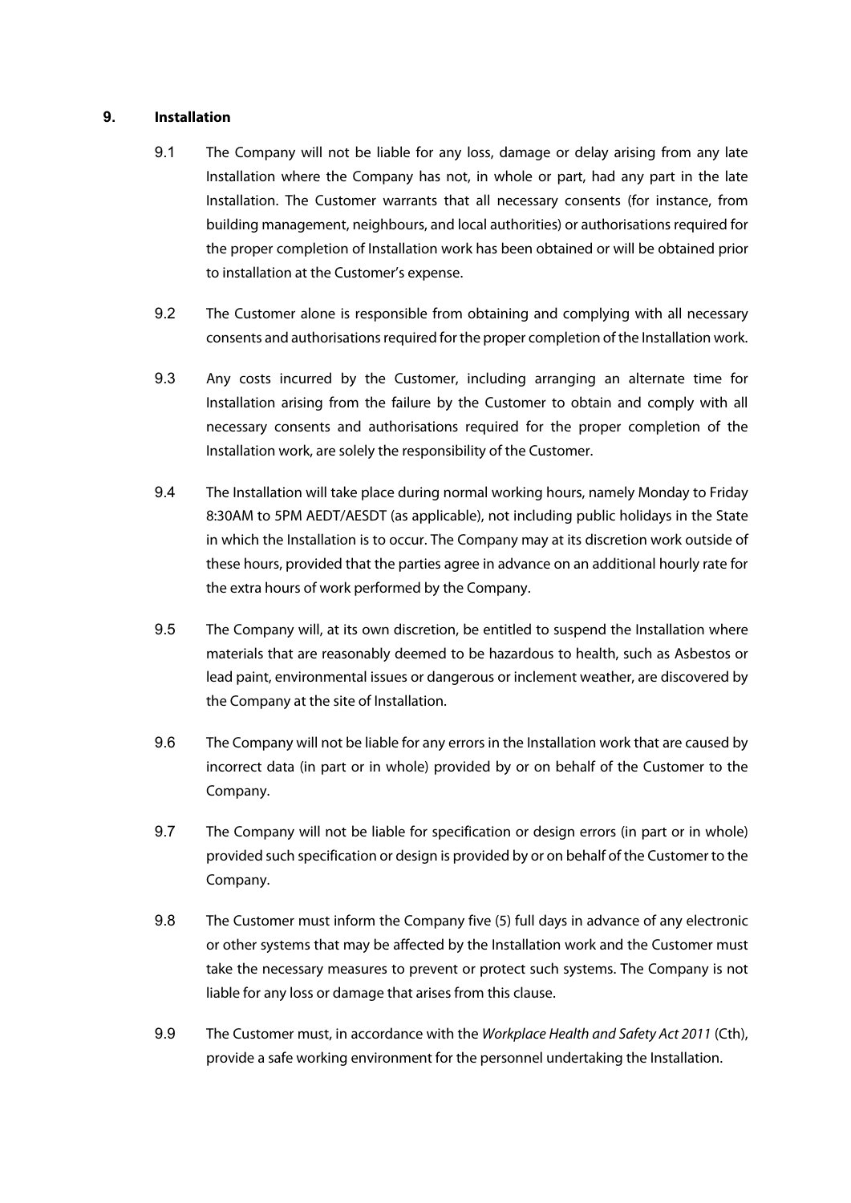## 9. Installation

9.1 The Company will not be liable for any loss, damage or delay arising from any late Installation where the Company has not, in whole or part, had any part in the late Installation. The Customer warrants that all necessary consents (for instance, from building management, neighbours, and local authorities) or authorisations required for the proper completion of Installation work has been obtained or will be obtained prior to installation at the Customer's expense.

9.2 The Customer alone is responsible from obtaining and complying with all necessary consents and authorisations required for the proper completion of the Installation work.

9.3 Any costs incurred by the Customer, including arranging an alternate time for Installation arising from the failure by the Customer to obtain and comply with all necessary consents and authorisations required for the proper completion of the Installation work, are solely the responsibility of the Customer.

9.4 The Installation will take place during normal working hours, namely Monday to Friday 8:30AM to 5PM AEDT/AESDT (as applicable), not including public holidays in the State in which the Installation is to occur. The Company may at its discretion work outside of these hours, provided that the parties agree in advance on an additional hourly rate for the extra hours of work performed by the Company.

9.5 The Company will, at its own discretion, be entitled to suspend the Installation where materials that are reasonably deemed to be hazardous to health, such as Asbestos or lead paint, environmental issues or dangerous or inclement weather, are discovered by the Company at the site of Installation.

9.6 The Company will not be liable for any errors in the Installation work that are caused by incorrect data (in part or in whole) provided by or on behalf of the Customer to the Company.

9.7 The Company will not be liable for specification or design errors (in part or in whole) provided such specification or design is provided by or on behalf of the Customer to the Company.

9.8 The Customer must inform the Company five (5) full days in advance of any electronic or other systems that may be affected by the Installation work and the Customer must take the necessary measures to prevent or protect such systems. The Company is not liable for any loss or damage that arises from this clause.

9.9 The Customer must, in accordance with the *Workplace Health and Safety Act 2011* (Cth), provide a safe working environment for the personnel undertaking the Installation.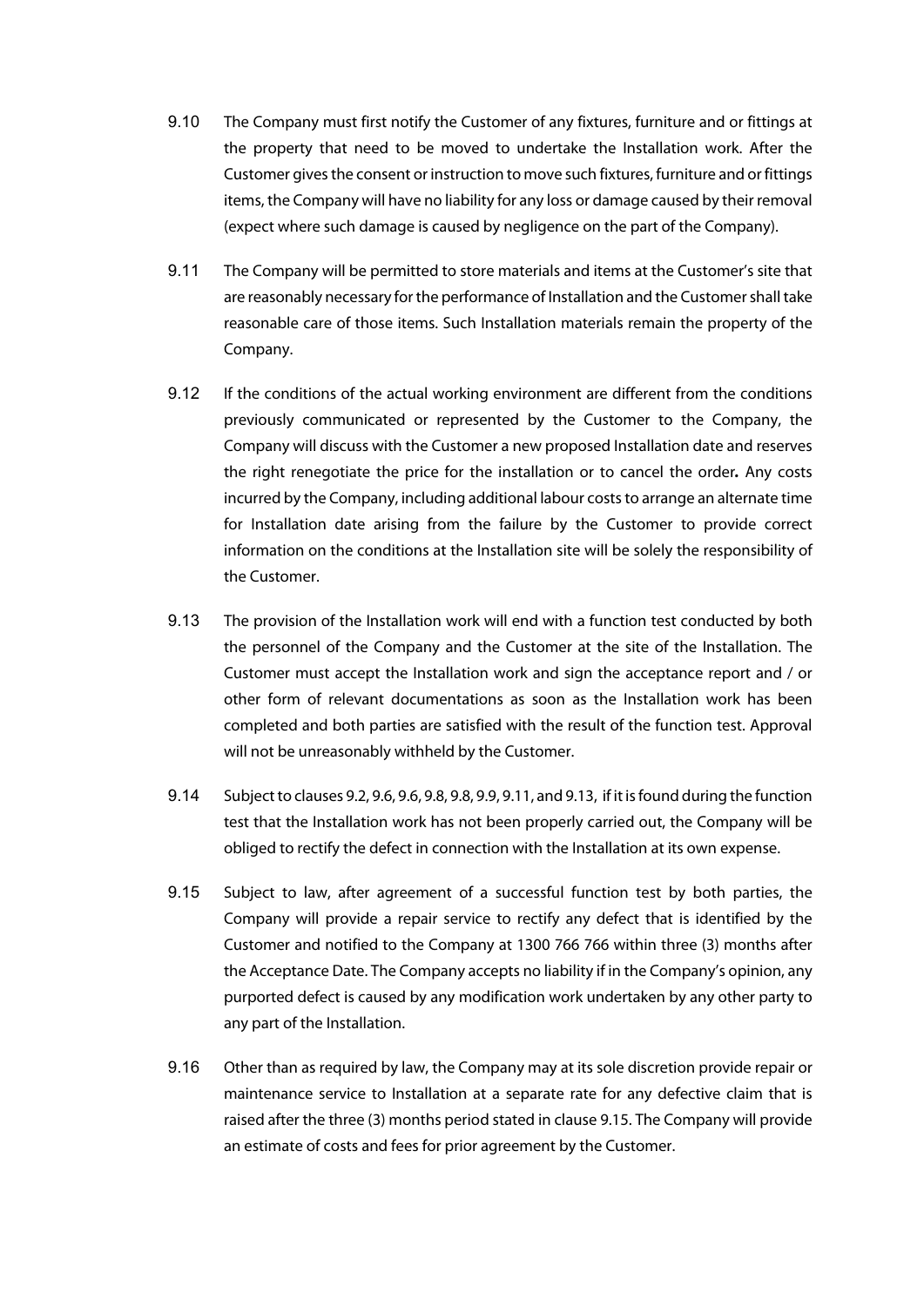9.10 The Company must first notify the Customer of any fixtures, furniture and or fittings at the property that need to be moved to undertake the Installation work. After the Customer gives the consent or instruction to move such fixtures, furniture and or fittings items, the Company will have no liability for any loss or damage caused by their removal (expect where such damage is caused by negligence on the part of the Company).

9.11 The Company will be permitted to store materials and items at the Customer's site that are reasonably necessary for the performance of Installation and the Customer shall take reasonable care of those items. Such Installation materials remain the property of the Company.

9.12 If the conditions of the actual working environment are different from the conditions previously communicated or represented by the Customer to the Company, the Company will discuss with the Customer a new proposed Installation date and reserves the right renegotiate the price for the installation or to cancel the order**.** Any costs incurred by the Company, including additional labour costs to arrange an alternate time for Installation date arising from the failure by the Customer to provide correct information on the conditions at the Installation site will be solely the responsibility of the Customer.

9.13 The provision of the Installation work will end with a function test conducted by both the personnel of the Company and the Customer at the site of the Installation. The Customer must accept the Installation work and sign the acceptance report and / or other form of relevant documentations as soon as the Installation work has been completed and both parties are satisfied with the result of the function test. Approval will not be unreasonably withheld by the Customer.

9.14 Subject to clauses 9.2, 9.6, 9.6, 9.8, 9.8, 9.9, 9.11, and 9.13, if it is found during the function test that the Installation work has not been properly carried out, the Company will be obliged to rectify the defect in connection with the Installation at its own expense.

9.15 Subject to law, after agreement of a successful function test by both parties, the Company will provide a repair service to rectify any defect that is identified by the Customer and notified to the Company at 1300 766 766 within three (3) months after the Acceptance Date. The Company accepts no liability if in the Company's opinion, any purported defect is caused by any modification work undertaken by any other party to any part of the Installation.

9.16 Other than as required by law, the Company may at its sole discretion provide repair or maintenance service to Installation at a separate rate for any defective claim that is raised after the three (3) months period stated in clause 9.15. The Company will provide an estimate of costs and fees for prior agreement by the Customer.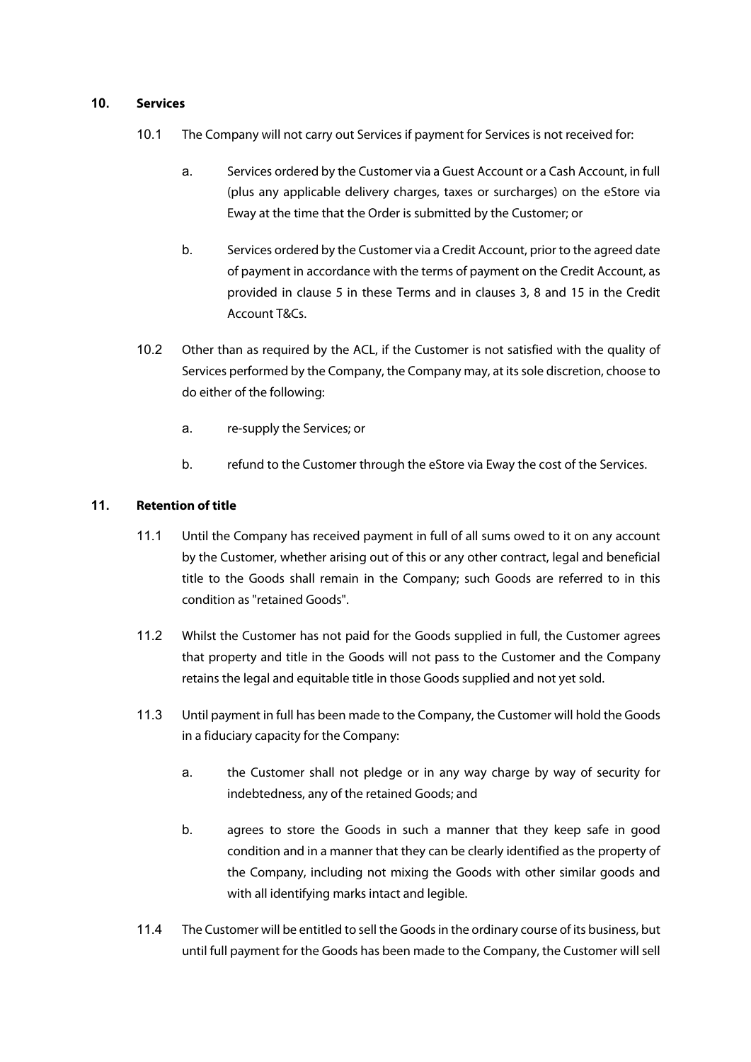## 10. Services

10.1 The Company will not carry out Services if payment for Services is not received for:

a. Services ordered by the Customer via a Guest Account or a Cash Account, in full (plus any applicable delivery charges, taxes or surcharges) on the eStore via Eway at the time that the Order is submitted by the Customer; or

b. Services ordered by the Customer via a Credit Account, prior to the agreed date of payment in accordance with the terms of payment on the Credit Account, as provided in clause 5 in these Terms and in clauses 3, 8 and 15 in the Credit Account T&Cs.

10.2 Other than as required by the ACL, if the Customer is not satisfied with the quality of Services performed by the Company, the Company may, at its sole discretion, choose to do either of the following:

a. re-supply the Services; or

b. refund to the Customer through the eStore via Eway the cost of the Services.

## 11. Retention of title

11.1 Until the Company has received payment in full of all sums owed to it on any account by the Customer, whether arising out of this or any other contract, legal and beneficial title to the Goods shall remain in the Company; such Goods are referred to in this condition as "retained Goods".

11.2 Whilst the Customer has not paid for the Goods supplied in full, the Customer agrees that property and title in the Goods will not pass to the Customer and the Company retains the legal and equitable title in those Goods supplied and not yet sold.

11.3 Until payment in full has been made to the Company, the Customer will hold the Goods in a fiduciary capacity for the Company:

a. the Customer shall not pledge or in any way charge by way of security for indebtedness, any of the retained Goods; and

b. agrees to store the Goods in such a manner that they keep safe in good condition and in a manner that they can be clearly identified as the property of the Company, including not mixing the Goods with other similar goods and with all identifying marks intact and legible.

11.4 The Customer will be entitled to sell the Goods in the ordinary course of its business, but until full payment for the Goods has been made to the Company, the Customer will sell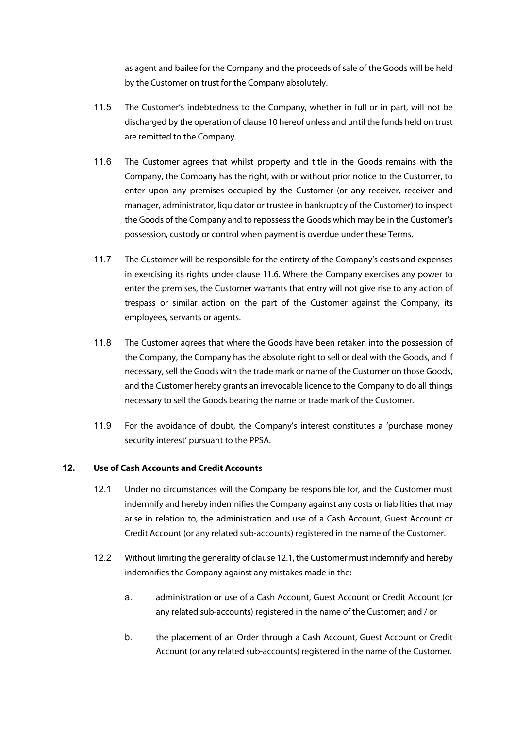as agent and bailee for the Company and the proceeds of sale of the Goods will be held by the Customer on trust for the Company absolutely.

11.5 The Customer's indebtedness to the Company, whether in full or in part, will not be discharged by the operation of clause 10 hereof unless and until the funds held on trust are remitted to the Company.

11.6 The Customer agrees that whilst property and title in the Goods remains with the Company, the Company has the right, with or without prior notice to the Customer, to enter upon any premises occupied by the Customer (or any receiver, receiver and manager, administrator, liquidator or trustee in bankruptcy of the Customer) to inspect the Goods of the Company and to repossess the Goods which may be in the Customer's possession, custody or control when payment is overdue under these Terms.

11.7 The Customer will be responsible for the entirety of the Company's costs and expenses in exercising its rights under clause 11.6. Where the Company exercises any power to enter the premises, the Customer warrants that entry will not give rise to any action of trespass or similar action on the part of the Customer against the Company, its employees, servants or agents.

11.8 The Customer agrees that where the Goods have been retaken into the possession of the Company, the Company has the absolute right to sell or deal with the Goods, and if necessary, sell the Goods with the trade mark or name of the Customer on those Goods, and the Customer hereby grants an irrevocable licence to the Company to do all things necessary to sell the Goods bearing the name or trade mark of the Customer.

11.9 For the avoidance of doubt, the Company's interest constitutes a 'purchase money security interest' pursuant to the PPSA.

## 12. Use of Cash Accounts and Credit Accounts

12.1 Under no circumstances will the Company be responsible for, and the Customer must indemnify and hereby indemnifies the Company against any costs or liabilities that may arise in relation to, the administration and use of a Cash Account, Guest Account or Credit Account (or any related sub-accounts) registered in the name of the Customer.

12.2 Without limiting the generality of clause 12.1, the Customer must indemnify and hereby indemnifies the Company against any mistakes made in the:

a. administration or use of a Cash Account, Guest Account or Credit Account (or any related sub-accounts) registered in the name of the Customer; and / or

b. the placement of an Order through a Cash Account, Guest Account or Credit Account (or any related sub-accounts) registered in the name of the Customer.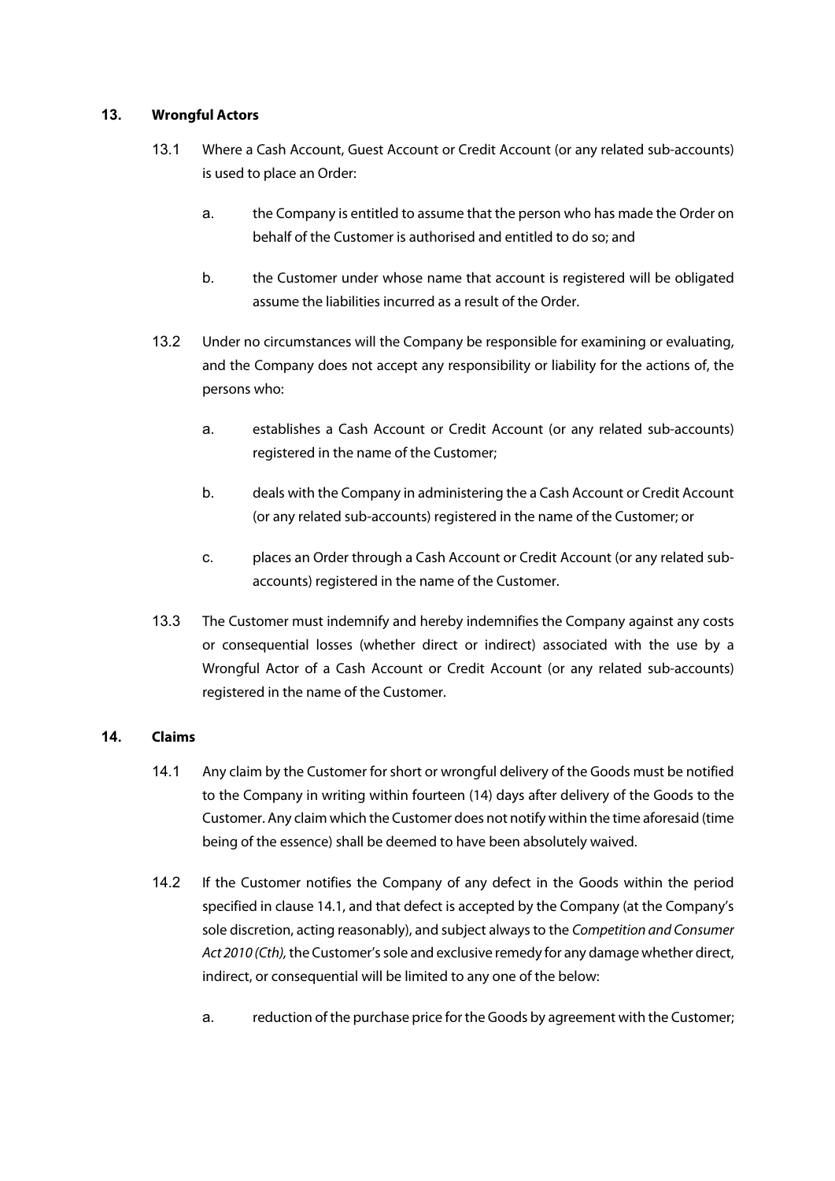## 13. Wrongful Actors

13.1 Where a Cash Account, Guest Account or Credit Account (or any related sub-accounts) is used to place an Order:

a. the Company is entitled to assume that the person who has made the Order on behalf of the Customer is authorised and entitled to do so; and

b. the Customer under whose name that account is registered will be obligated assume the liabilities incurred as a result of the Order.

13.2 Under no circumstances will the Company be responsible for examining or evaluating, and the Company does not accept any responsibility or liability for the actions of, the persons who:

a. establishes a Cash Account or Credit Account (or any related sub-accounts) registered in the name of the Customer;

b. deals with the Company in administering the a Cash Account or Credit Account (or any related sub-accounts) registered in the name of the Customer; or

c. places an Order through a Cash Account or Credit Account (or any related sub-accounts) registered in the name of the Customer.

13.3 The Customer must indemnify and hereby indemnifies the Company against any costs or consequential losses (whether direct or indirect) associated with the use by a Wrongful Actor of a Cash Account or Credit Account (or any related sub-accounts) registered in the name of the Customer.

## 14. Claims

14.1 Any claim by the Customer for short or wrongful delivery of the Goods must be notified to the Company in writing within fourteen (14) days after delivery of the Goods to the Customer. Any claim which the Customer does not notify within the time aforesaid (time being of the essence) shall be deemed to have been absolutely waived.

14.2 If the Customer notifies the Company of any defect in the Goods within the period specified in clause 14.1, and that defect is accepted by the Company (at the Company's sole discretion, acting reasonably), and subject always to the *Competition and Consumer Act 2010 (Cth),* the Customer's sole and exclusive remedy for any damage whether direct, indirect, or consequential will be limited to any one of the below:

a. reduction of the purchase price for the Goods by agreement with the Customer;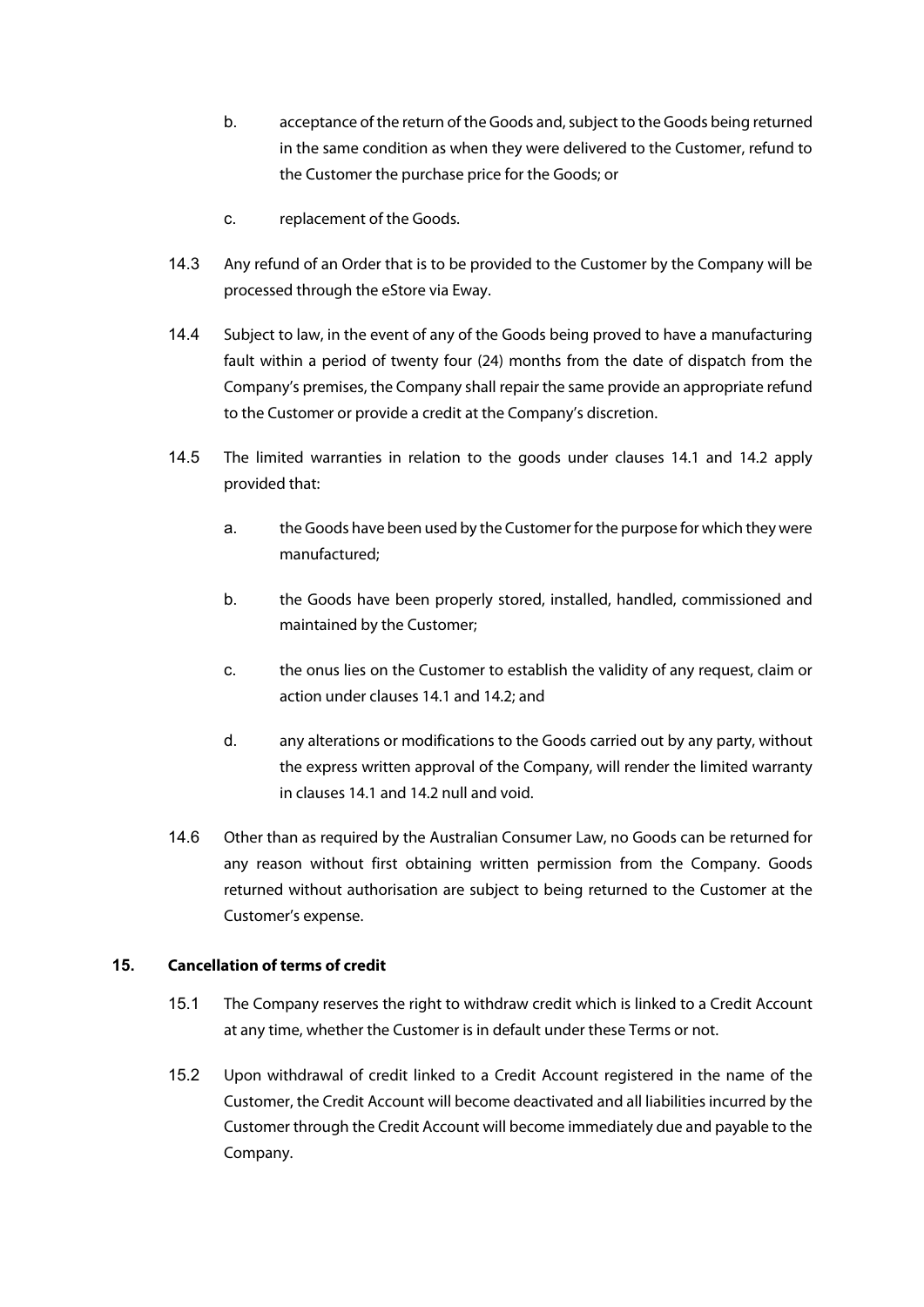b. acceptance of the return of the Goods and, subject to the Goods being returned in the same condition as when they were delivered to the Customer, refund to the Customer the purchase price for the Goods; or

c. replacement of the Goods.

14.3 Any refund of an Order that is to be provided to the Customer by the Company will be processed through the eStore via Eway.

14.4 Subject to law, in the event of any of the Goods being proved to have a manufacturing fault within a period of twenty four (24) months from the date of dispatch from the Company's premises, the Company shall repair the same provide an appropriate refund to the Customer or provide a credit at the Company's discretion.

14.5 The limited warranties in relation to the goods under clauses 14.1 and 14.2 apply provided that:

a. the Goods have been used by the Customer for the purpose for which they were manufactured;

b. the Goods have been properly stored, installed, handled, commissioned and maintained by the Customer;

c. the onus lies on the Customer to establish the validity of any request, claim or action under clauses 14.1 and 14.2; and

d. any alterations or modifications to the Goods carried out by any party, without the express written approval of the Company, will render the limited warranty in clauses 14.1 and 14.2 null and void.

14.6 Other than as required by the Australian Consumer Law, no Goods can be returned for any reason without first obtaining written permission from the Company. Goods returned without authorisation are subject to being returned to the Customer at the Customer's expense.

## 15. Cancellation of terms of credit

15.1 The Company reserves the right to withdraw credit which is linked to a Credit Account at any time, whether the Customer is in default under these Terms or not.

15.2 Upon withdrawal of credit linked to a Credit Account registered in the name of the Customer, the Credit Account will become deactivated and all liabilities incurred by the Customer through the Credit Account will become immediately due and payable to the Company.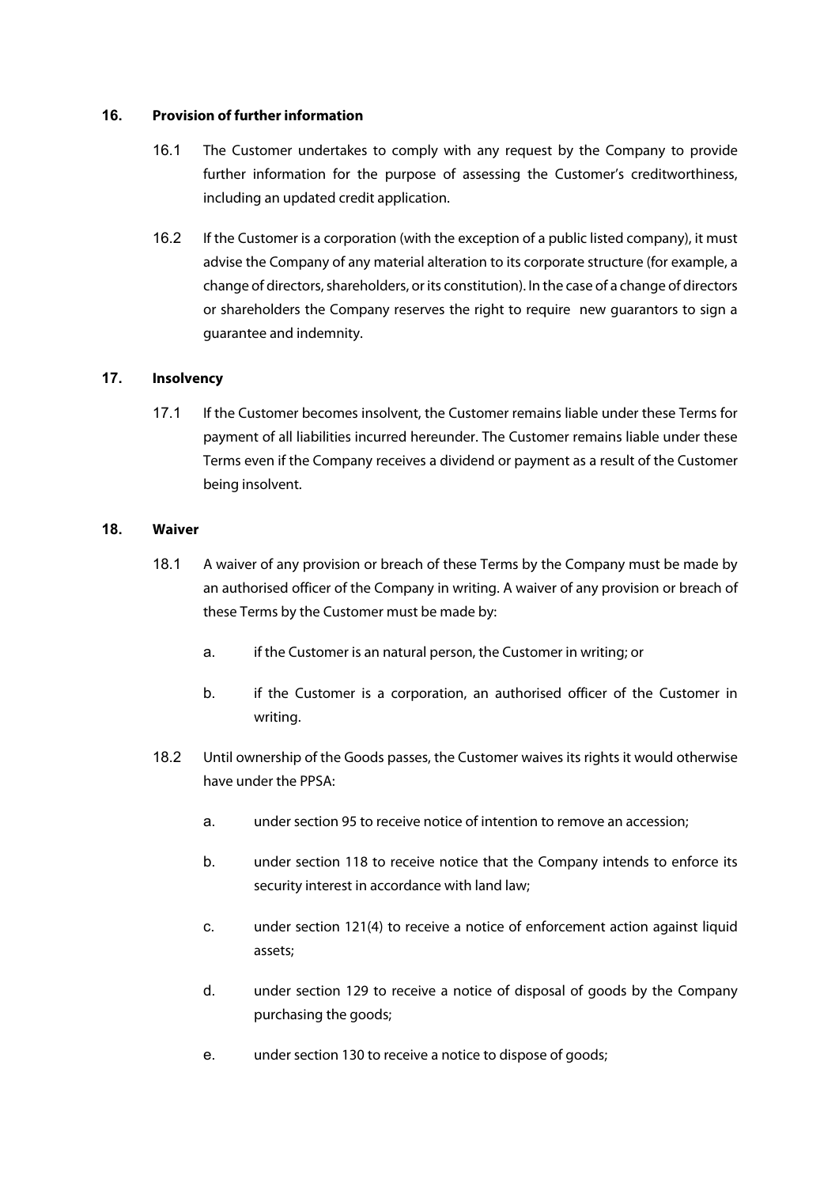## 16. Provision of further information

16.1 The Customer undertakes to comply with any request by the Company to provide further information for the purpose of assessing the Customer's creditworthiness, including an updated credit application.

16.2 If the Customer is a corporation (with the exception of a public listed company), it must advise the Company of any material alteration to its corporate structure (for example, a change of directors, shareholders, or its constitution). In the case of a change of directors or shareholders the Company reserves the right to require new guarantors to sign a guarantee and indemnity.

## 17. Insolvency

17.1 If the Customer becomes insolvent, the Customer remains liable under these Terms for payment of all liabilities incurred hereunder. The Customer remains liable under these Terms even if the Company receives a dividend or payment as a result of the Customer being insolvent.

## 18. Waiver

18.1 A waiver of any provision or breach of these Terms by the Company must be made by an authorised officer of the Company in writing. A waiver of any provision or breach of these Terms by the Customer must be made by:

a. if the Customer is an natural person, the Customer in writing; or

b. if the Customer is a corporation, an authorised officer of the Customer in writing.

18.2 Until ownership of the Goods passes, the Customer waives its rights it would otherwise have under the PPSA:

a. under section 95 to receive notice of intention to remove an accession;

b. under section 118 to receive notice that the Company intends to enforce its security interest in accordance with land law;

c. under section 121(4) to receive a notice of enforcement action against liquid assets;

d. under section 129 to receive a notice of disposal of goods by the Company purchasing the goods;

e. under section 130 to receive a notice to dispose of goods;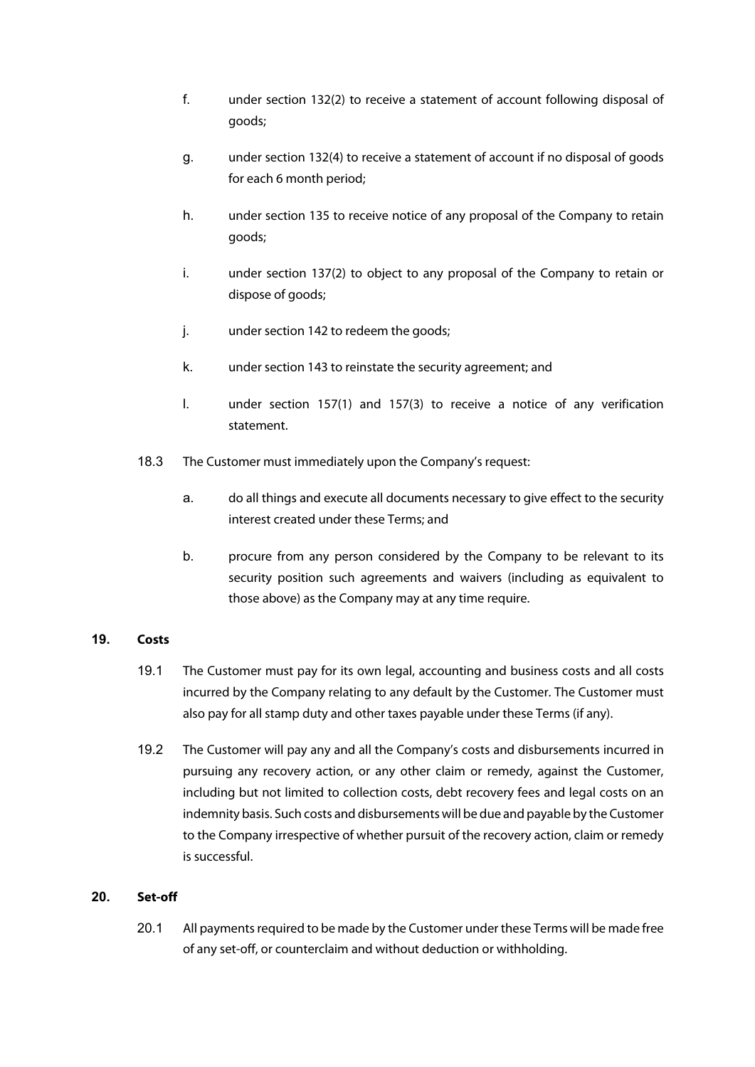f. under section 132(2) to receive a statement of account following disposal of goods;

g. under section 132(4) to receive a statement of account if no disposal of goods for each 6 month period;

h. under section 135 to receive notice of any proposal of the Company to retain goods;

i. under section 137(2) to object to any proposal of the Company to retain or dispose of goods;

j. under section 142 to redeem the goods;

k. under section 143 to reinstate the security agreement; and

l. under section 157(1) and 157(3) to receive a notice of any verification statement.

18.3 The Customer must immediately upon the Company's request:

a. do all things and execute all documents necessary to give effect to the security interest created under these Terms; and

b. procure from any person considered by the Company to be relevant to its security position such agreements and waivers (including as equivalent to those above) as the Company may at any time require.

## 19. Costs

19.1 The Customer must pay for its own legal, accounting and business costs and all costs incurred by the Company relating to any default by the Customer. The Customer must also pay for all stamp duty and other taxes payable under these Terms (if any).

19.2 The Customer will pay any and all the Company's costs and disbursements incurred in pursuing any recovery action, or any other claim or remedy, against the Customer, including but not limited to collection costs, debt recovery fees and legal costs on an indemnity basis. Such costs and disbursements will be due and payable by the Customer to the Company irrespective of whether pursuit of the recovery action, claim or remedy is successful.

## 20. Set-off

20.1 All payments required to be made by the Customer under these Terms will be made free of any set-off, or counterclaim and without deduction or withholding.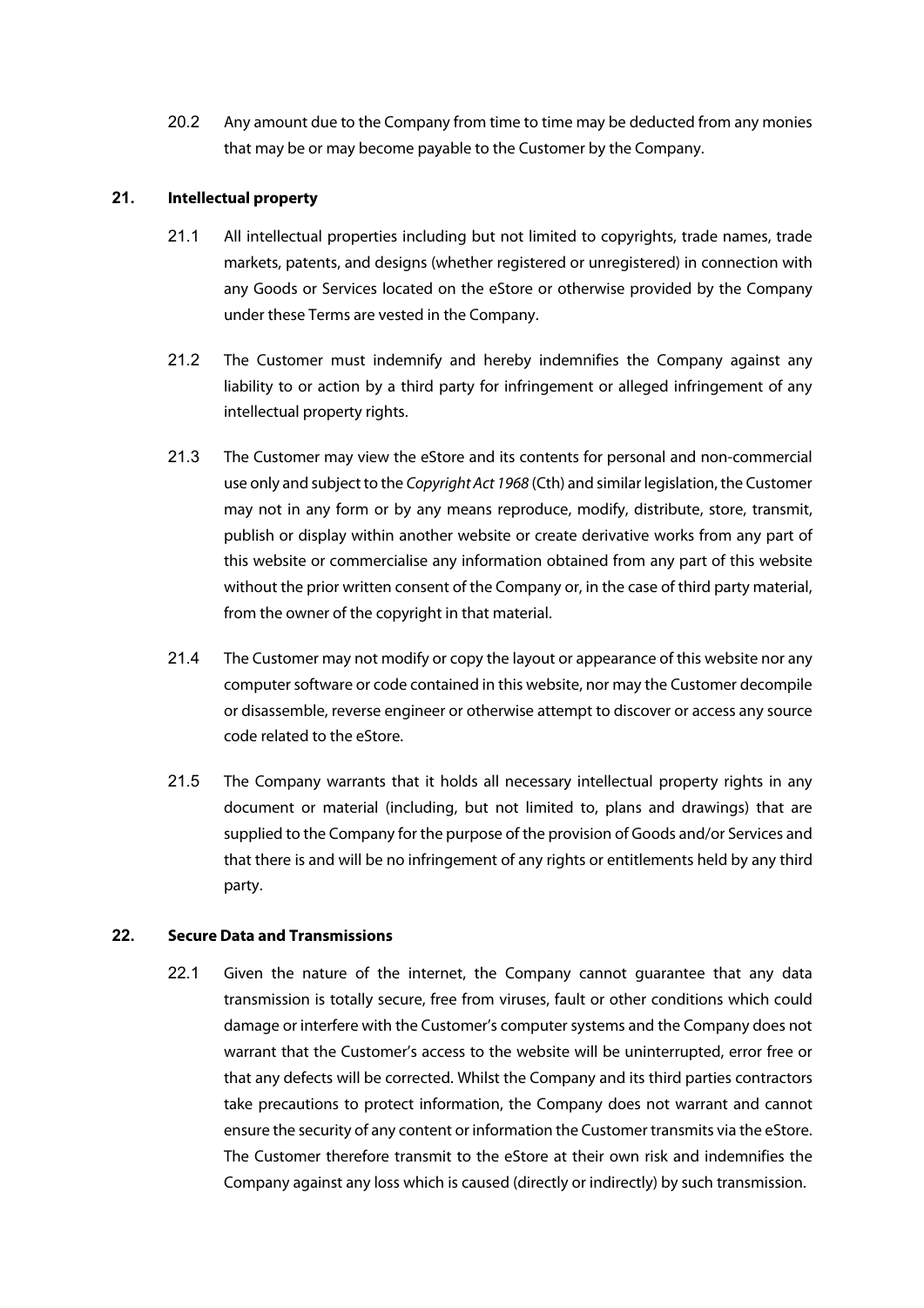20.2 Any amount due to the Company from time to time may be deducted from any monies that may be or may become payable to the Customer by the Company.

## 21. Intellectual property

21.1 All intellectual properties including but not limited to copyrights, trade names, trade markets, patents, and designs (whether registered or unregistered) in connection with any Goods or Services located on the eStore or otherwise provided by the Company under these Terms are vested in the Company.

21.2 The Customer must indemnify and hereby indemnifies the Company against any liability to or action by a third party for infringement or alleged infringement of any intellectual property rights.

21.3 The Customer may view the eStore and its contents for personal and non-commercial use only and subject to the *Copyright Act 1968* (Cth) and similar legislation, the Customer may not in any form or by any means reproduce, modify, distribute, store, transmit, publish or display within another website or create derivative works from any part of this website or commercialise any information obtained from any part of this website without the prior written consent of the Company or, in the case of third party material, from the owner of the copyright in that material.

21.4 The Customer may not modify or copy the layout or appearance of this website nor any computer software or code contained in this website, nor may the Customer decompile or disassemble, reverse engineer or otherwise attempt to discover or access any source code related to the eStore.

21.5 The Company warrants that it holds all necessary intellectual property rights in any document or material (including, but not limited to, plans and drawings) that are supplied to the Company for the purpose of the provision of Goods and/or Services and that there is and will be no infringement of any rights or entitlements held by any third party.

## 22. Secure Data and Transmissions

22.1 Given the nature of the internet, the Company cannot guarantee that any data transmission is totally secure, free from viruses, fault or other conditions which could damage or interfere with the Customer's computer systems and the Company does not warrant that the Customer's access to the website will be uninterrupted, error free or that any defects will be corrected. Whilst the Company and its third parties contractors take precautions to protect information, the Company does not warrant and cannot ensure the security of any content or information the Customer transmits via the eStore. The Customer therefore transmit to the eStore at their own risk and indemnifies the Company against any loss which is caused (directly or indirectly) by such transmission.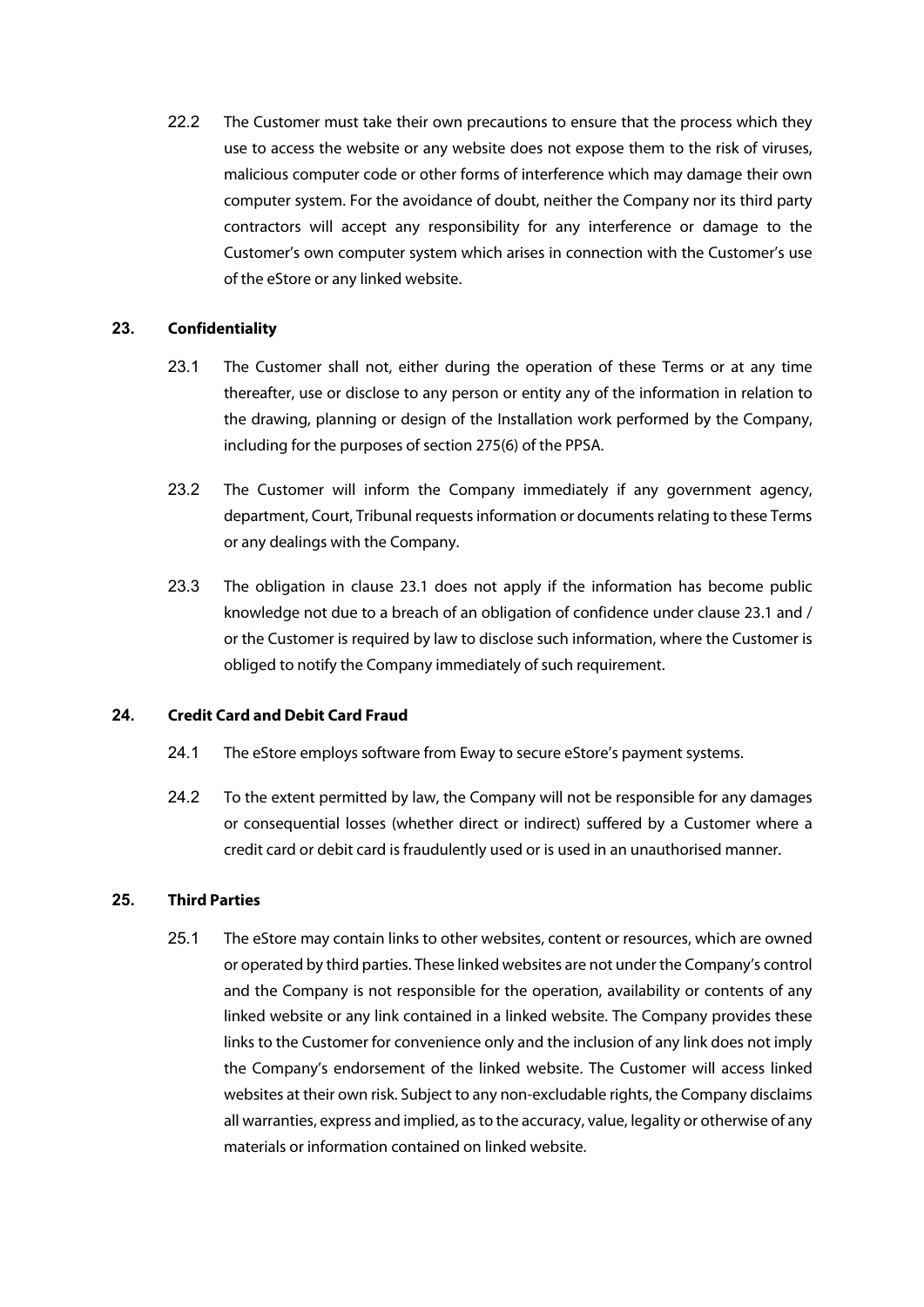22.2 The Customer must take their own precautions to ensure that the process which they use to access the website or any website does not expose them to the risk of viruses, malicious computer code or other forms of interference which may damage their own computer system. For the avoidance of doubt, neither the Company nor its third party contractors will accept any responsibility for any interference or damage to the Customer's own computer system which arises in connection with the Customer's use of the eStore or any linked website.

## 23. Confidentiality

23.1 The Customer shall not, either during the operation of these Terms or at any time thereafter, use or disclose to any person or entity any of the information in relation to the drawing, planning or design of the Installation work performed by the Company, including for the purposes of section 275(6) of the PPSA.

23.2 The Customer will inform the Company immediately if any government agency, department, Court, Tribunal requests information or documents relating to these Terms or any dealings with the Company.

23.3 The obligation in clause 23.1 does not apply if the information has become public knowledge not due to a breach of an obligation of confidence under clause 23.1 and / or the Customer is required by law to disclose such information, where the Customer is obliged to notify the Company immediately of such requirement.

## 24. Credit Card and Debit Card Fraud

24.1 The eStore employs software from Eway to secure eStore's payment systems.

24.2 To the extent permitted by law, the Company will not be responsible for any damages or consequential losses (whether direct or indirect) suffered by a Customer where a credit card or debit card is fraudulently used or is used in an unauthorised manner.

## 25. Third Parties

25.1 The eStore may contain links to other websites, content or resources, which are owned or operated by third parties. These linked websites are not under the Company's control and the Company is not responsible for the operation, availability or contents of any linked website or any link contained in a linked website. The Company provides these links to the Customer for convenience only and the inclusion of any link does not imply the Company's endorsement of the linked website. The Customer will access linked websites at their own risk. Subject to any non-excludable rights, the Company disclaims all warranties, express and implied, as to the accuracy, value, legality or otherwise of any materials or information contained on linked website.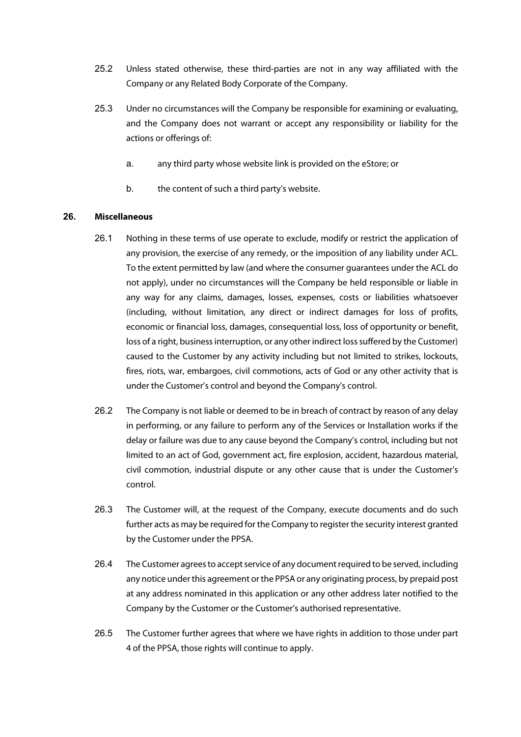25.2 Unless stated otherwise, these third-parties are not in any way affiliated with the Company or any Related Body Corporate of the Company.

25.3 Under no circumstances will the Company be responsible for examining or evaluating, and the Company does not warrant or accept any responsibility or liability for the actions or offerings of:

a. any third party whose website link is provided on the eStore; or

b. the content of such a third party's website.

## 26. Miscellaneous

26.1 Nothing in these terms of use operate to exclude, modify or restrict the application of any provision, the exercise of any remedy, or the imposition of any liability under ACL. To the extent permitted by law (and where the consumer guarantees under the ACL do not apply), under no circumstances will the Company be held responsible or liable in any way for any claims, damages, losses, expenses, costs or liabilities whatsoever (including, without limitation, any direct or indirect damages for loss of profits, economic or financial loss, damages, consequential loss, loss of opportunity or benefit, loss of a right, business interruption, or any other indirect loss suffered by the Customer) caused to the Customer by any activity including but not limited to strikes, lockouts, fires, riots, war, embargoes, civil commotions, acts of God or any other activity that is under the Customer's control and beyond the Company's control.

26.2 The Company is not liable or deemed to be in breach of contract by reason of any delay in performing, or any failure to perform any of the Services or Installation works if the delay or failure was due to any cause beyond the Company's control, including but not limited to an act of God, government act, fire explosion, accident, hazardous material, civil commotion, industrial dispute or any other cause that is under the Customer's control.

26.3 The Customer will, at the request of the Company, execute documents and do such further acts as may be required for the Company to register the security interest granted by the Customer under the PPSA.

26.4 The Customer agrees to accept service of any document required to be served, including any notice under this agreement or the PPSA or any originating process, by prepaid post at any address nominated in this application or any other address later notified to the Company by the Customer or the Customer's authorised representative.

26.5 The Customer further agrees that where we have rights in addition to those under part 4 of the PPSA, those rights will continue to apply.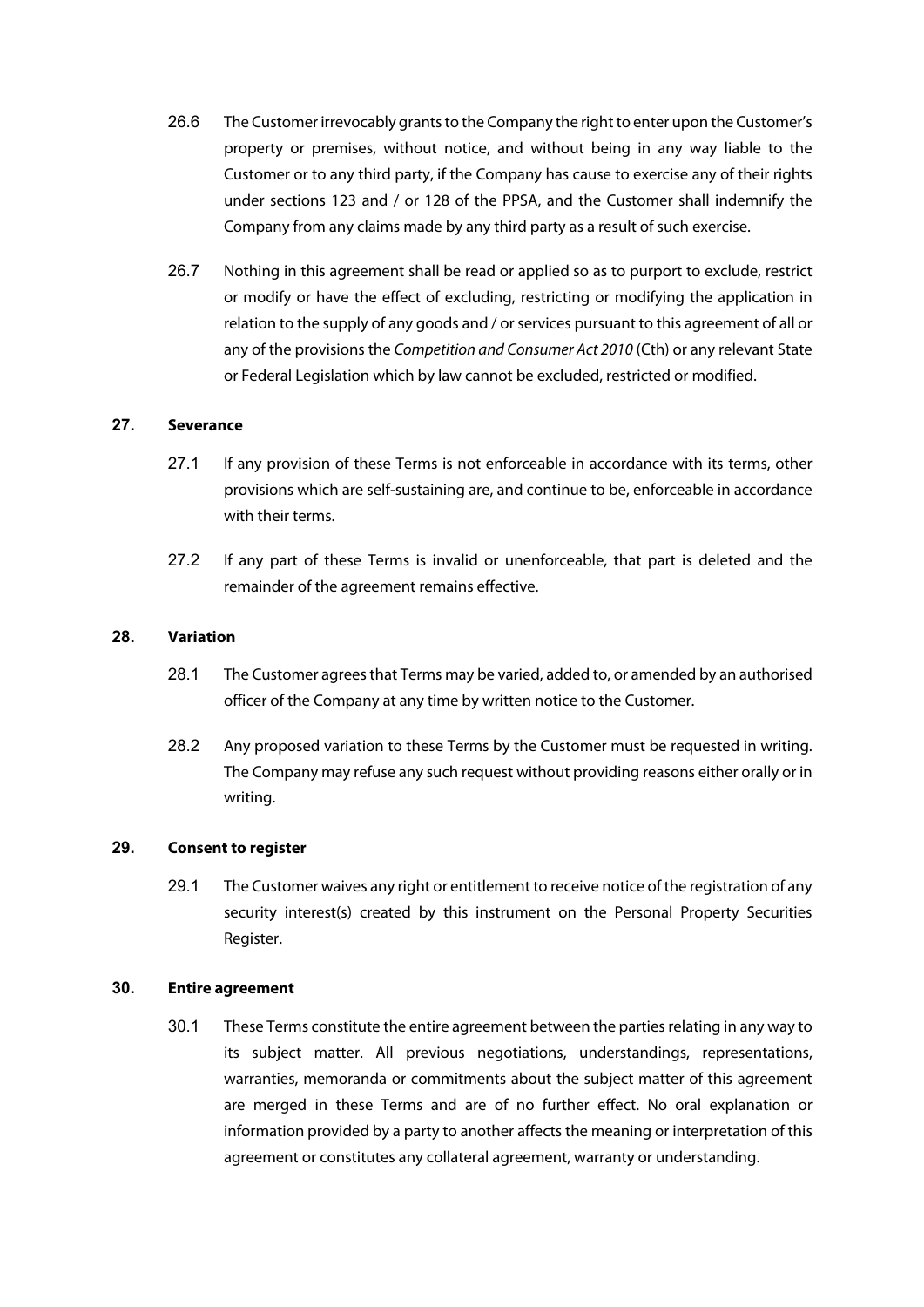26.6 The Customer irrevocably grants to the Company the right to enter upon the Customer's property or premises, without notice, and without being in any way liable to the Customer or to any third party, if the Company has cause to exercise any of their rights under sections 123 and / or 128 of the PPSA, and the Customer shall indemnify the Company from any claims made by any third party as a result of such exercise.

26.7 Nothing in this agreement shall be read or applied so as to purport to exclude, restrict or modify or have the effect of excluding, restricting or modifying the application in relation to the supply of any goods and / or services pursuant to this agreement of all or any of the provisions the *Competition and Consumer Act 2010* (Cth) or any relevant State or Federal Legislation which by law cannot be excluded, restricted or modified.

## 27. Severance

27.1 If any provision of these Terms is not enforceable in accordance with its terms, other provisions which are self-sustaining are, and continue to be, enforceable in accordance with their terms.

27.2 If any part of these Terms is invalid or unenforceable, that part is deleted and the remainder of the agreement remains effective.

## 28. Variation

28.1 The Customer agrees that Terms may be varied, added to, or amended by an authorised officer of the Company at any time by written notice to the Customer.

28.2 Any proposed variation to these Terms by the Customer must be requested in writing. The Company may refuse any such request without providing reasons either orally or in writing.

## 29. Consent to register

29.1 The Customer waives any right or entitlement to receive notice of the registration of any security interest(s) created by this instrument on the Personal Property Securities Register.

## 30. Entire agreement

30.1 These Terms constitute the entire agreement between the parties relating in any way to its subject matter. All previous negotiations, understandings, representations, warranties, memoranda or commitments about the subject matter of this agreement are merged in these Terms and are of no further effect. No oral explanation or information provided by a party to another affects the meaning or interpretation of this agreement or constitutes any collateral agreement, warranty or understanding.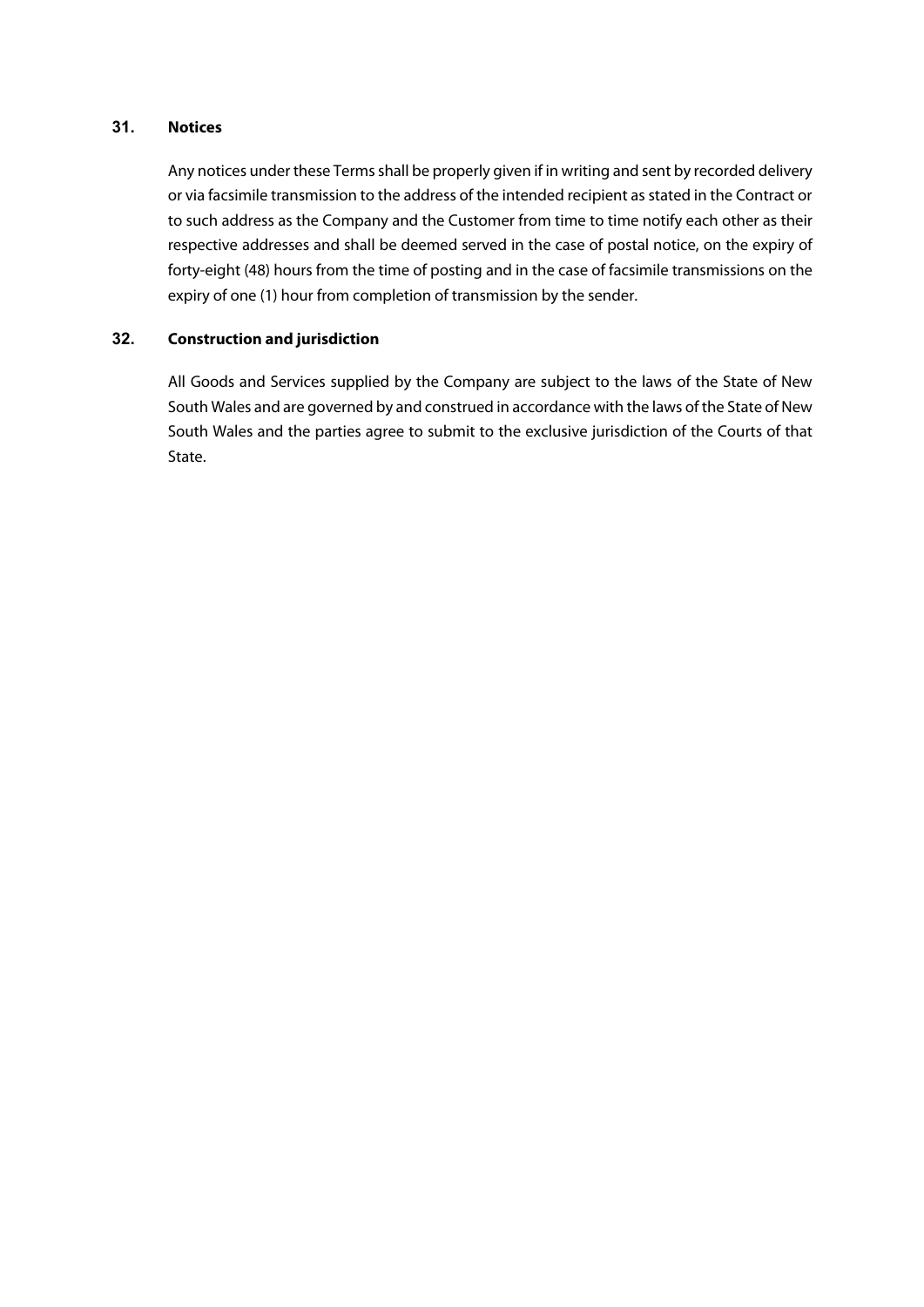## 31. Notices

Any notices under these Terms shall be properly given if in writing and sent by recorded delivery or via facsimile transmission to the address of the intended recipient as stated in the Contract or to such address as the Company and the Customer from time to time notify each other as their respective addresses and shall be deemed served in the case of postal notice, on the expiry of forty-eight (48) hours from the time of posting and in the case of facsimile transmissions on the expiry of one (1) hour from completion of transmission by the sender.

## 32. Construction and jurisdiction

All Goods and Services supplied by the Company are subject to the laws of the State of New South Wales and are governed by and construed in accordance with the laws of the State of New South Wales and the parties agree to submit to the exclusive jurisdiction of the Courts of that State.